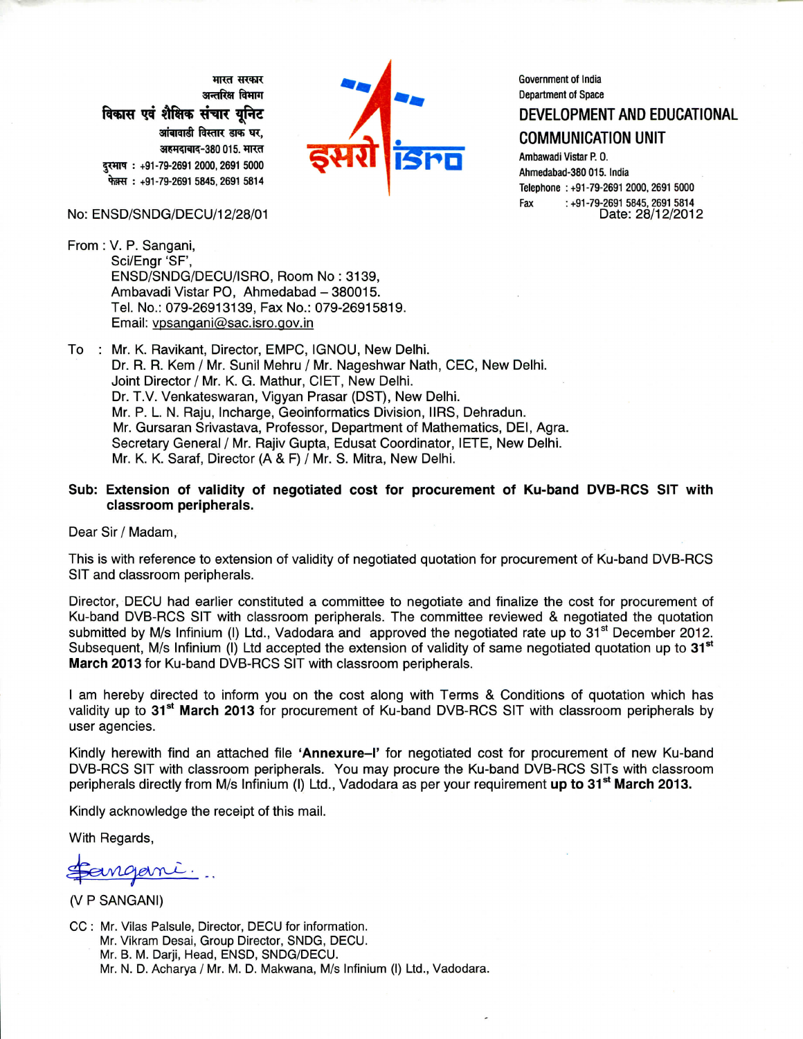भारत सरकार
अन्तरिक्ष विभाग
**विकास एवं शैक्षिक संचार यूनिट**
आंबावाडी विस्तार डाक घर,
अहमदाबाद-380 015. भारत
दूरभाष : +91-79-2691 2000, 2691 5000
फैक्स : +91-79-2691 5845, 2691 5814

Government of India
Department of Space
**DEVELOPMENT AND EDUCATIONAL COMMUNICATION UNIT**
Ambawadi Vistar P. O.
Ahmedabad-380 015. India
Telephone : +91-79-2691 2000, 2691 5000
Fax : +91-79-2691 5845, 2691 5814

No: ENSD/SNDG/DECU/12/28/01

Date: 28/12/2012

From : V. P. Sangani,
Sci/Engr 'SF',
ENSD/SNDG/DECU/ISRO, Room No : 3139,
Ambavadi Vistar PO, Ahmedabad – 380015.
Tel. No.: 079-26913139, Fax No.: 079-26915819.
Email: vpsangani@sac.isro.gov.in

To : Mr. K. Ravikant, Director, EMPC, IGNOU, New Delhi.
Dr. R. R. Kem / Mr. Sunil Mehru / Mr. Nageshwar Nath, CEC, New Delhi.
Joint Director / Mr. K. G. Mathur, CIET, New Delhi.
Dr. T.V. Venkateswaran, Vigyan Prasar (DST), New Delhi.
Mr. P. L. N. Raju, Incharge, Geoinformatics Division, IIRS, Dehradun.
Mr. Gursaran Srivastava, Professor, Department of Mathematics, DEI, Agra.
Secretary General / Mr. Rajiv Gupta, Edusat Coordinator, IETE, New Delhi.
Mr. K. K. Saraf, Director (A & F) / Mr. S. Mitra, New Delhi.

**Sub: Extension of validity of negotiated cost for procurement of Ku-band DVB-RCS SIT with classroom peripherals.**

Dear Sir / Madam,

This is with reference to extension of validity of negotiated quotation for procurement of Ku-band DVB-RCS SIT and classroom peripherals.

Director, DECU had earlier constituted a committee to negotiate and finalize the cost for procurement of Ku-band DVB-RCS SIT with classroom peripherals. The committee reviewed & negotiated the quotation submitted by M/s Infinium (I) Ltd., Vadodara and approved the negotiated rate up to 31st December 2012. Subsequent, M/s Infinium (I) Ltd accepted the extension of validity of same negotiated quotation up to **31st March 2013** for Ku-band DVB-RCS SIT with classroom peripherals.

I am hereby directed to inform you on the cost along with Terms & Conditions of quotation which has validity up to **31st March 2013** for procurement of Ku-band DVB-RCS SIT with classroom peripherals by user agencies.

Kindly herewith find an attached file **'Annexure–I'** for negotiated cost for procurement of new Ku-band DVB-RCS SIT with classroom peripherals. You may procure the Ku-band DVB-RCS SITs with classroom peripherals directly from M/s Infinium (I) Ltd., Vadodara as per your requirement **up to 31st March 2013.**

Kindly acknowledge the receipt of this mail.

With Regards,

Sangani..

(V P SANGANI)

CC : Mr. Vilas Palsule, Director, DECU for information.
Mr. Vikram Desai, Group Director, SNDG, DECU.
Mr. B. M. Darji, Head, ENSD, SNDG/DECU.
Mr. N. D. Acharya / Mr. M. D. Makwana, M/s Infinium (I) Ltd., Vadodara.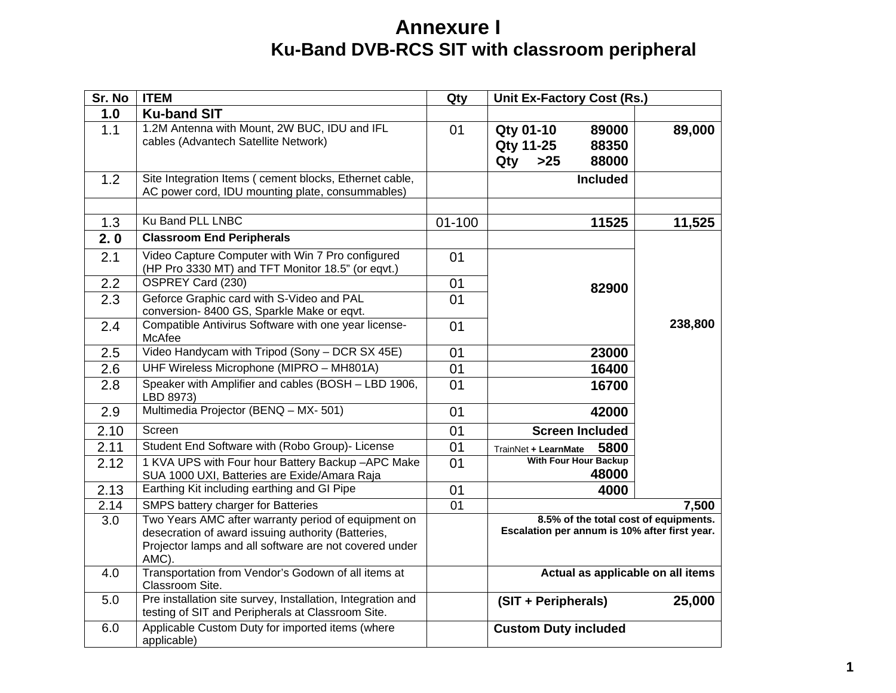# Annexure I

## Ku-Band DVB-RCS SIT with classroom peripheral

| Sr. No | ITEM | Qty | Unit Ex-Factory Cost (Rs.) | |
|---|---|---|---|---|
| **1.0** | **Ku-band SIT** | | | |
| 1.1 | 1.2M Antenna with Mount, 2W BUC, IDU and IFL cables (Advantech Satellite Network) | 01 | **Qty 01-10 89000**<br>**Qty 11-25 88350**<br>**Qty >25 88000** | **89,000** |
| 1.2 | Site Integration Items ( cement blocks, Ethernet cable, AC power cord, IDU mounting plate, consummables) | | **Included** | |
| | | | | |
| 1.3 | Ku Band PLL LNBC | 01-100 | **11525** | **11,525** |
| **2. 0** | **Classroom End Peripherals** | | | **238,800** |
| 2.1 | Video Capture Computer with Win 7 Pro configured (HP Pro 3330 MT) and TFT Monitor 18.5" (or eqvt.) | 01 | **82900** | |
| 2.2 | OSPREY Card (230) | 01 | | |
| 2.3 | Geforce Graphic card with S-Video and PAL conversion- 8400 GS, Sparkle Make or eqvt. | 01 | | |
| 2.4 | Compatible Antivirus Software with one year license- McAfee | 01 | | |
| 2.5 | Video Handycam with Tripod (Sony – DCR SX 45E) | 01 | **23000** | |
| 2.6 | UHF Wireless Microphone (MIPRO – MH801A) | 01 | **16400** | |
| 2.8 | Speaker with Amplifier and cables (BOSH – LBD 1906, LBD 8973) | 01 | **16700** | |
| 2.9 | Multimedia Projector (BENQ – MX- 501) | 01 | **42000** | |
| 2.10 | Screen | 01 | **Screen Included** | |
| 2.11 | Student End Software with (Robo Group)- License | 01 | TrainNet **+ LearnMate 5800** | |
| 2.12 | 1 KVA UPS with Four hour Battery Backup –APC Make SUA 1000 UXI, Batteries are Exide/Amara Raja | 01 | **With Four Hour Backup 48000** | |
| 2.13 | Earthing Kit including earthing and GI Pipe | 01 | **4000** | |
| 2.14 | SMPS battery charger for Batteries | 01 | | **7,500** |
| 3.0 | Two Years AMC after warranty period of equipment on desecration of award issuing authority (Batteries, Projector lamps and all software are not covered under AMC). | | **8.5% of the total cost of equipments. Escalation per annum is 10% after first year.** | |
| 4.0 | Transportation from Vendor's Godown of all items at Classroom Site. | | **Actual as applicable on all items** | |
| 5.0 | Pre installation site survey, Installation, Integration and testing of SIT and Peripherals at Classroom Site. | | **(SIT + Peripherals)** | **25,000** |
| 6.0 | Applicable Custom Duty for imported items (where applicable) | | **Custom Duty included** | |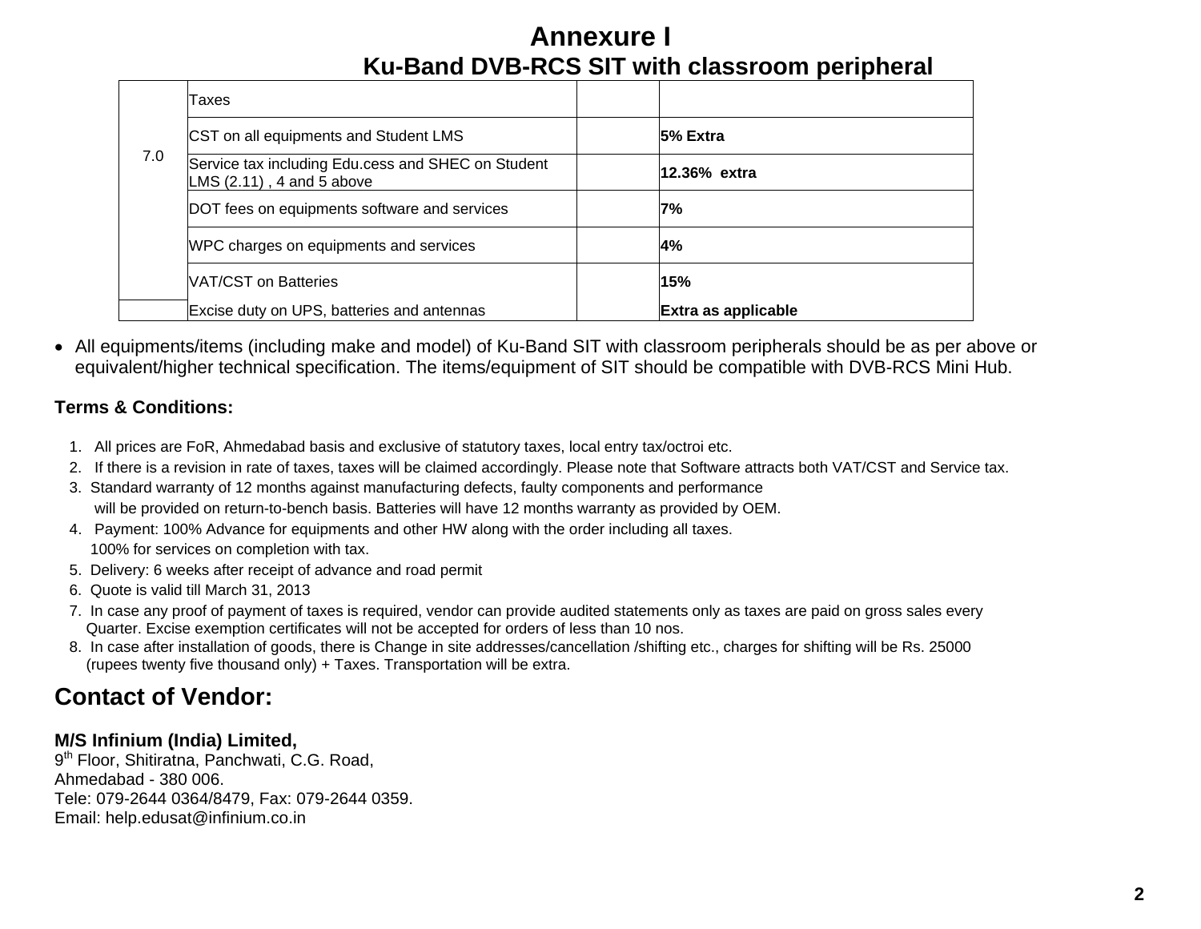# Annexure I

## Ku-Band DVB-RCS SIT with classroom peripheral

| | | | |
|---|---|---|---|
| 7.0 | Taxes | | |
| | CST on all equipments and Student LMS | | **5% Extra** |
| | Service tax including Edu.cess and SHEC on Student LMS (2.11) , 4 and 5 above | | **12.36% extra** |
| | DOT fees on equipments software and services | | **7%** |
| | WPC charges on equipments and services | | **4%** |
| | VAT/CST on Batteries | | **15%** |
| | Excise duty on UPS, batteries and antennas | | **Extra as applicable** |

- All equipments/items (including make and model) of Ku-Band SIT with classroom peripherals should be as per above or equivalent/higher technical specification. The items/equipment of SIT should be compatible with DVB-RCS Mini Hub.

**Terms & Conditions:**

1. All prices are FoR, Ahmedabad basis and exclusive of statutory taxes, local entry tax/octroi etc.
2. If there is a revision in rate of taxes, taxes will be claimed accordingly. Please note that Software attracts both VAT/CST and Service tax.
3. Standard warranty of 12 months against manufacturing defects, faulty components and performance will be provided on return-to-bench basis. Batteries will have 12 months warranty as provided by OEM.
4. Payment: 100% Advance for equipments and other HW along with the order including all taxes. 100% for services on completion with tax.
5. Delivery: 6 weeks after receipt of advance and road permit
6. Quote is valid till March 31, 2013
7. In case any proof of payment of taxes is required, vendor can provide audited statements only as taxes are paid on gross sales every Quarter. Excise exemption certificates will not be accepted for orders of less than 10 nos.
8. In case after installation of goods, there is Change in site addresses/cancellation /shifting etc., charges for shifting will be Rs. 25000 (rupees twenty five thousand only) + Taxes. Transportation will be extra.

## Contact of Vendor:

**M/S Infinium (India) Limited,**
9th Floor, Shitiratna, Panchwati, C.G. Road,
Ahmedabad - 380 006.
Tele: 079-2644 0364/8479, Fax: 079-2644 0359.
Email: help.edusat@infinium.co.in